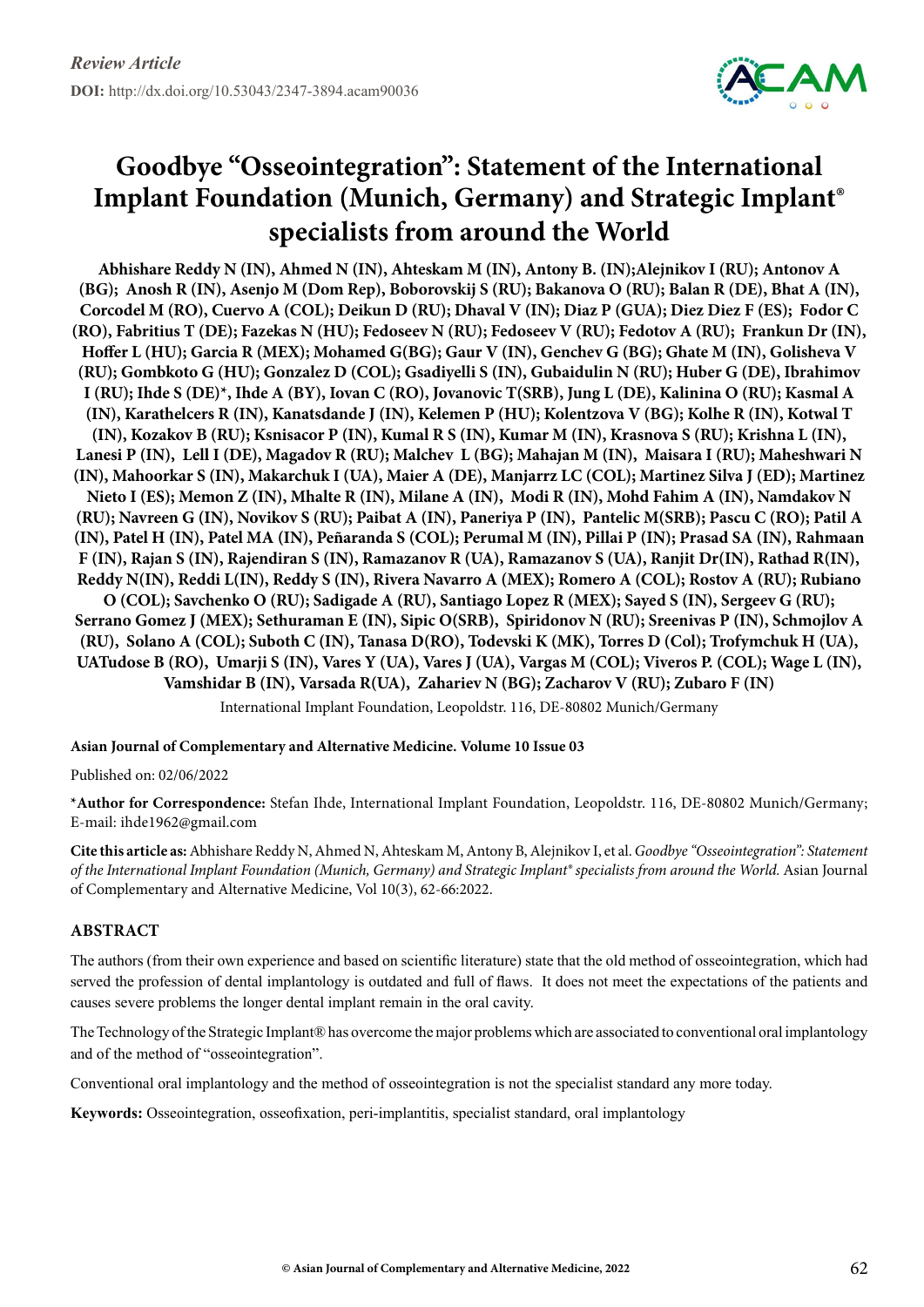*Review Article*

**DOI:** http://dx.doi.org/10.53043/2347-3894.acam90036

# Goodbye "Osseointegration": Statement of the International Implant Foundation (Munich, Germany) and Strategic Implant® specialists from around the World

**Abhishare Reddy N (IN), Ahmed N (IN), Ahteskam M (IN), Antony B. (IN);Alejnikov I (RU); Antonov A (BG); Anosh R (IN), Asenjo M (Dom Rep), Boborovskij S (RU); Bakanova O (RU); Balan R (DE), Bhat A (IN), Corcodel M (RO), Cuervo A (COL); Deikun D (RU); Dhaval V (IN); Diaz P (GUA); Diez Diez F (ES); Fodor C (RO), Fabritius T (DE); Fazekas N (HU); Fedoseev N (RU); Fedoseev V (RU); Fedotov A (RU); Frankun Dr (IN), Hoffer L (HU); Garcia R (MEX); Mohamed G(BG); Gaur V (IN), Genchev G (BG); Ghate M (IN), Golisheva V (RU); Gombkoto G (HU); Gonzalez D (COL); Gsadiyelli S (IN), Gubaidulin N (RU); Huber G (DE), Ibrahimov I (RU); Ihde S (DE)\*, Ihde A (BY), Iovan C (RO), Jovanovic T(SRB), Jung L (DE), Kalinina O (RU); Kasmal A (IN), Karathelcers R (IN), Kanatsdande J (IN), Kelemen P (HU); Kolentzova V (BG); Kolhe R (IN), Kotwal T (IN), Kozakov B (RU); Ksnisacor P (IN), Kumal R S (IN), Kumar M (IN), Krasnova S (RU); Krishna L (IN), Lanesi P (IN), Lell I (DE), Magadov R (RU); Malchev L (BG); Mahajan M (IN), Maisara I (RU); Maheshwari N (IN), Mahoorkar S (IN), Makarchuk I (UA), Maier A (DE), Manjarrz LC (COL); Martinez Silva J (ED); Martinez Nieto I (ES); Memon Z (IN), Mhalte R (IN), Milane A (IN), Modi R (IN), Mohd Fahim A (IN), Namdakov N (RU); Navreen G (IN), Novikov S (RU); Paibat A (IN), Paneriya P (IN), Pantelic M(SRB); Pascu C (RO); Patil A (IN), Patel H (IN), Patel MA (IN), Peñaranda S (COL); Perumal M (IN), Pillai P (IN); Prasad SA (IN), Rahmaan F (IN), Rajan S (IN), Rajendiran S (IN), Ramazanov R (UA), Ramazanov S (UA), Ranjit Dr(IN), Rathad R(IN), Reddy N(IN), Reddi L(IN), Reddy S (IN), Rivera Navarro A (MEX); Romero A (COL); Rostov A (RU); Rubiano O (COL); Savchenko O (RU); Sadigade A (RU), Santiago Lopez R (MEX); Sayed S (IN), Sergeev G (RU); Serrano Gomez J (MEX); Sethuraman E (IN), Sipic O(SRB), Spiridonov N (RU); Sreenivas P (IN), Schmojlov A (RU), Solano A (COL); Suboth C (IN), Tanasa D(RO), Todevski K (MK), Torres D (Col); Trofymchuk H (UA), UATudose B (RO), Umarji S (IN), Vares Y (UA), Vares J (UA), Vargas M (COL); Viveros P. (COL); Wage L (IN), Vamshidar B (IN), Varsada R(UA), Zahariev N (BG); Zacharov V (RU); Zubaro F (IN)**

International Implant Foundation, Leopoldstr. 116, DE-80802 Munich/Germany

**Asian Journal of Complementary and Alternative Medicine. Volume 10 Issue 03**

Published on: 02/06/2022

\***Author for Correspondence:** Stefan Ihde, International Implant Foundation, Leopoldstr. 116, DE-80802 Munich/Germany; E-mail: ihde1962@gmail.com

**Cite this article as:** Abhishare Reddy N, Ahmed N, Ahteskam M, Antony B, Alejnikov I, et al. *Goodbye "Osseointegration": Statement of the International Implant Foundation (Munich, Germany) and Strategic Implant® specialists from around the World.* Asian Journal of Complementary and Alternative Medicine, Vol 10(3), 62-66:2022.

## ABSTRACT

The authors (from their own experience and based on scientific literature) state that the old method of osseointegration, which had served the profession of dental implantology is outdated and full of flaws. It does not meet the expectations of the patients and causes severe problems the longer dental implant remain in the oral cavity.

The Technology of the Strategic Implant® has overcome the major problems which are associated to conventional oral implantology and of the method of "osseointegration".

Conventional oral implantology and the method of osseointegration is not the specialist standard any more today.

**Keywords:** Osseointegration, osseofixation, peri-implantitis, specialist standard, oral implantology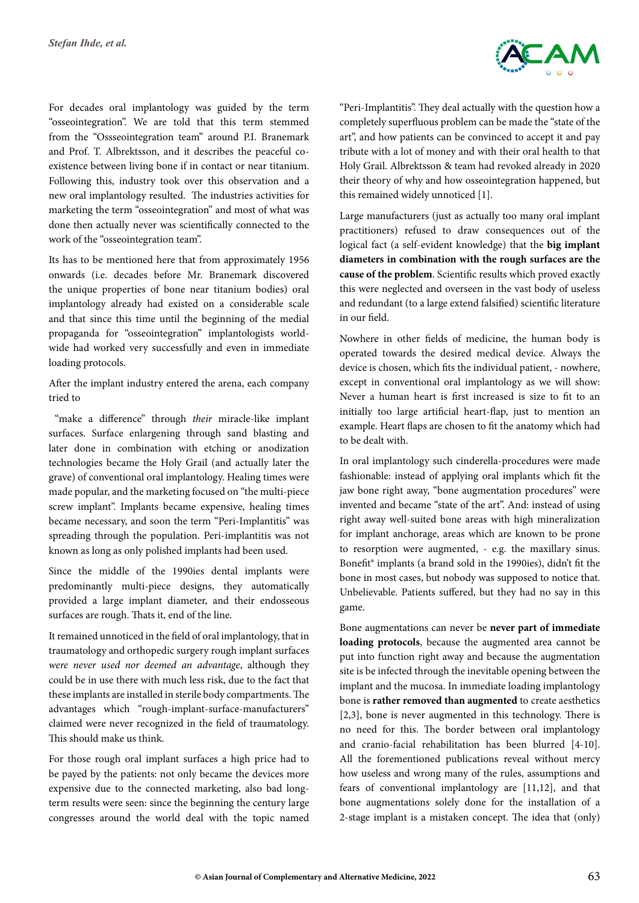For decades oral implantology was guided by the term "osseointegration". We are told that this term stemmed from the "Ossseointegration team" around P.I. Branemark and Prof. T. Albrektsson, and it describes the peaceful co-existence between living bone if in contact or near titanium. Following this, industry took over this observation and a new oral implantology resulted. The industries activities for marketing the term "osseointegration" and most of what was done then actually never was scientifically connected to the work of the "osseointegration team".

Its has to be mentioned here that from approximately 1956 onwards (i.e. decades before Mr. Branemark discovered the unique properties of bone near titanium bodies) oral implantology already had existed on a considerable scale and that since this time until the beginning of the medial propaganda for "osseointegration" implantologists worldwide had worked very successfully and even in immediate loading protocols.

After the implant industry entered the arena, each company tried to

"make a difference" through *their* miracle-like implant surfaces. Surface enlargening through sand blasting and later done in combination with etching or anodization technologies became the Holy Grail (and actually later the grave) of conventional oral implantology. Healing times were made popular, and the marketing focused on "the multi-piece screw implant". Implants became expensive, healing times became necessary, and soon the term "Peri-Implantitis" was spreading through the population. Peri-implantitis was not known as long as only polished implants had been used.

Since the middle of the 1990ies dental implants were predominantly multi-piece designs, they automatically provided a large implant diameter, and their endosseous surfaces are rough. Thats it, end of the line.

It remained unnoticed in the field of oral implantology, that in traumatology and orthopedic surgery rough implant surfaces *were never used nor deemed an advantage*, although they could be in use there with much less risk, due to the fact that these implants are installed in sterile body compartments. The advantages which "rough-implant-surface-manufacturers" claimed were never recognized in the field of traumatology. This should make us think.

For those rough oral implant surfaces a high price had to be payed by the patients: not only became the devices more expensive due to the connected marketing, also bad long-term results were seen: since the beginning the century large congresses around the world deal with the topic named "Peri-Implantitis". They deal actually with the question how a completely superfluous problem can be made the "state of the art", and how patients can be convinced to accept it and pay tribute with a lot of money and with their oral health to that Holy Grail. Albrektsson & team had revoked already in 2020 their theory of why and how osseointegration happened, but this remained widely unnoticed [1].

Large manufacturers (just as actually too many oral implant practitioners) refused to draw consequences out of the logical fact (a self-evident knowledge) that the **big implant diameters in combination with the rough surfaces are the cause of the problem**. Scientific results which proved exactly this were neglected and overseen in the vast body of useless and redundant (to a large extend falsified) scientific literature in our field.

Nowhere in other fields of medicine, the human body is operated towards the desired medical device. Always the device is chosen, which fits the individual patient, - nowhere, except in conventional oral implantology as we will show: Never a human heart is first increased is size to fit to an initially too large artificial heart-flap, just to mention an example. Heart flaps are chosen to fit the anatomy which had to be dealt with.

In oral implantology such cinderella-procedures were made fashionable: instead of applying oral implants which fit the jaw bone right away, "bone augmentation procedures" were invented and became "state of the art". And: instead of using right away well-suited bone areas with high mineralization for implant anchorage, areas which are known to be prone to resorption were augmented, - e.g. the maxillary sinus. Bonefit® implants (a brand sold in the 1990ies), didn't fit the bone in most cases, but nobody was supposed to notice that. Unbelievable. Patients suffered, but they had no say in this game.

Bone augmentations can never be **never part of immediate loading protocols**, because the augmented area cannot be put into function right away and because the augmentation site is be infected through the inevitable opening between the implant and the mucosa. In immediate loading implantology bone is **rather removed than augmented** to create aesthetics [2,3], bone is never augmented in this technology. There is no need for this. The border between oral implantology and cranio-facial rehabilitation has been blurred [4-10]. All the forementioned publications reveal without mercy how useless and wrong many of the rules, assumptions and fears of conventional implantology are [11,12], and that bone augmentations solely done for the installation of a 2-stage implant is a mistaken concept. The idea that (only)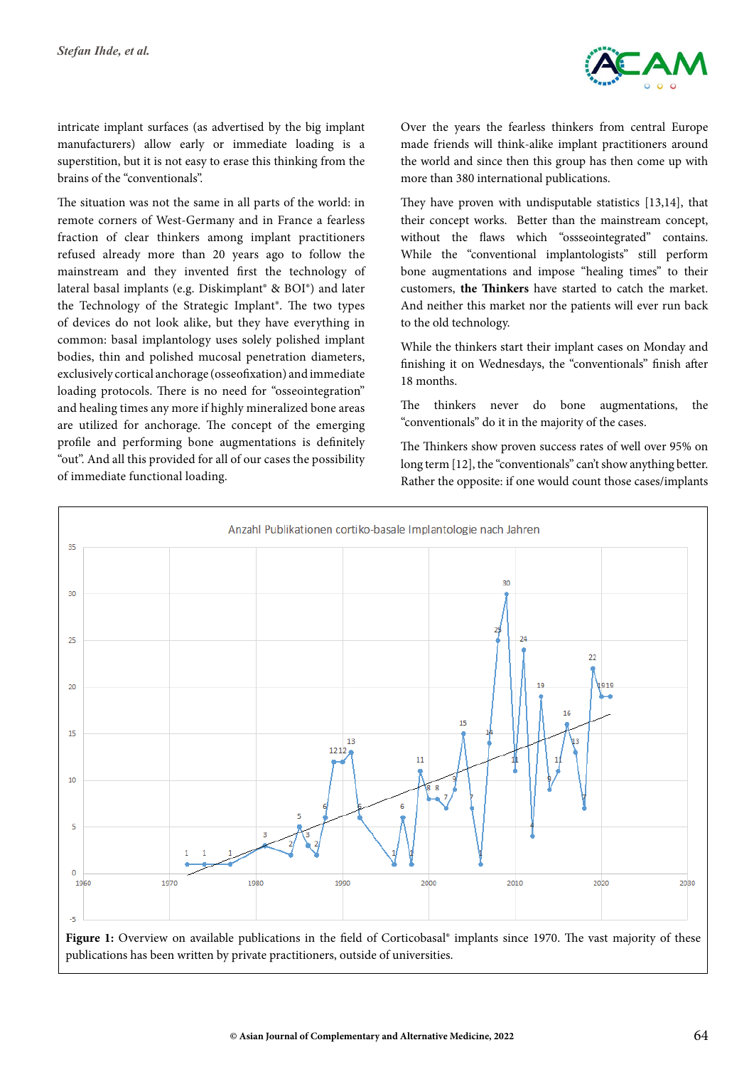intricate implant surfaces (as advertised by the big implant manufacturers) allow early or immediate loading is a superstition, but it is not easy to erase this thinking from the brains of the "conventionals".

The situation was not the same in all parts of the world: in remote corners of West-Germany and in France a fearless fraction of clear thinkers among implant practitioners refused already more than 20 years ago to follow the mainstream and they invented first the technology of lateral basal implants (e.g. Diskimplant® & BOI®) and later the Technology of the Strategic Implant®. The two types of devices do not look alike, but they have everything in common: basal implantology uses solely polished implant bodies, thin and polished mucosal penetration diameters, exclusively cortical anchorage (osseofixation) and immediate loading protocols. There is no need for "osseointegration" and healing times any more if highly mineralized bone areas are utilized for anchorage. The concept of the emerging profile and performing bone augmentations is definitely "out". And all this provided for all of our cases the possibility of immediate functional loading.

Over the years the fearless thinkers from central Europe made friends will think-alike implant practitioners around the world and since then this group has then come up with more than 380 international publications.

They have proven with undisputable statistics [13,14], that their concept works. Better than the mainstream concept, without the flaws which "osssseointegrated" contains. While the "conventional implantologists" still perform bone augmentations and impose "healing times" to their customers, **the Thinkers** have started to catch the market. And neither this market nor the patients will ever run back to the old technology.

While the thinkers start their implant cases on Monday and finishing it on Wednesdays, the "conventionals" finish after 18 months.

The thinkers never do bone augmentations, the "conventionals" do it in the majority of the cases.

The Thinkers show proven success rates of well over 95% on long term [12], the "conventionals" can't show anything better. Rather the opposite: if one would count those cases/implants

**Figure 1:** Overview on available publications in the field of Corticobasal® implants since 1970. The vast majority of these publications has been written by private practitioners, outside of universities.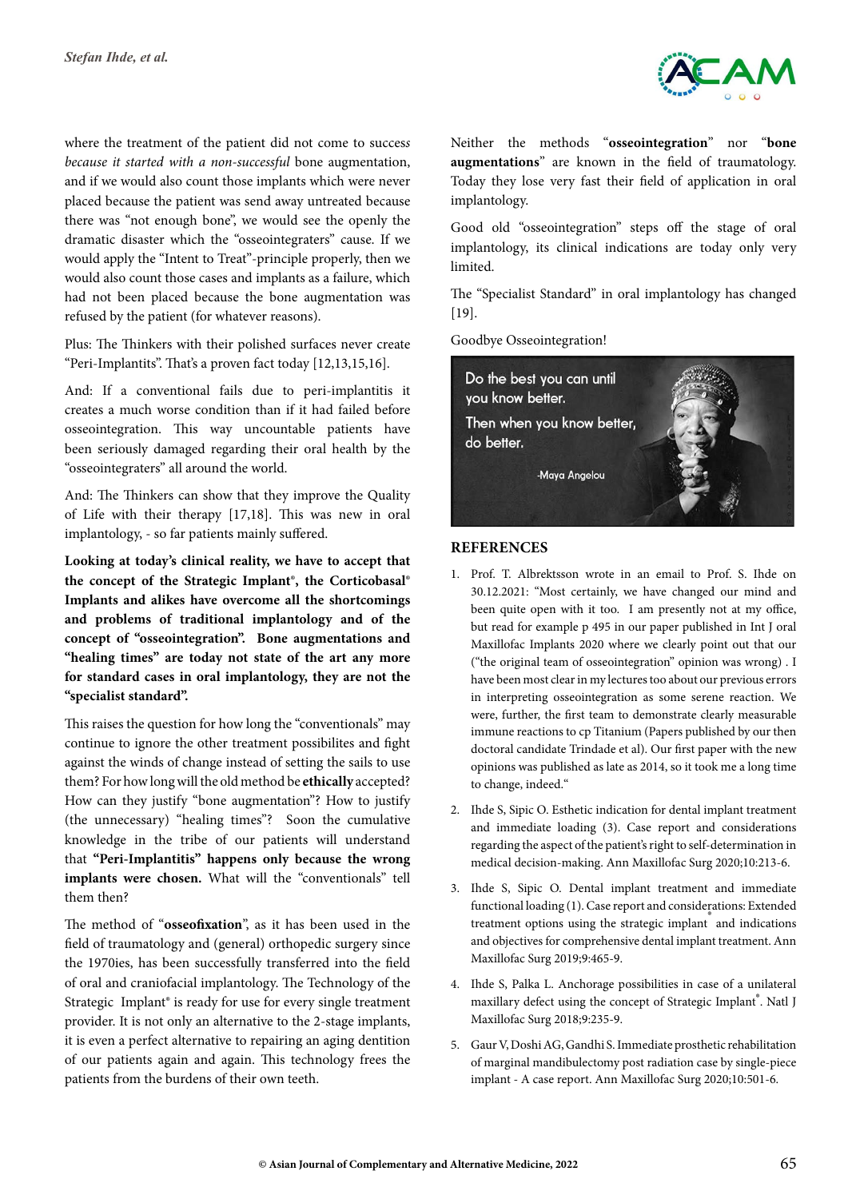where the treatment of the patient did not come to success *because it started with a non-successful* bone augmentation, and if we would also count those implants which were never placed because the patient was send away untreated because there was "not enough bone", we would see the openly the dramatic disaster which the "osseointegraters" cause. If we would apply the "Intent to Treat"-principle properly, then we would also count those cases and implants as a failure, which had not been placed because the bone augmentation was refused by the patient (for whatever reasons).

Plus: The Thinkers with their polished surfaces never create "Peri-Implantits". That's a proven fact today [12,13,15,16].

And: If a conventional fails due to peri-implantitis it creates a much worse condition than if it had failed before osseointegration. This way uncountable patients have been seriously damaged regarding their oral health by the "osseointegraters" all around the world.

And: The Thinkers can show that they improve the Quality of Life with their therapy [17,18]. This was new in oral implantology, - so far patients mainly suffered.

**Looking at today's clinical reality, we have to accept that the concept of the Strategic Implant®, the Corticobasal® Implants and alikes have overcome all the shortcomings and problems of traditional implantology and of the concept of "osseointegration". Bone augmentations and "healing times" are today not state of the art any more for standard cases in oral implantology, they are not the "specialist standard".**

This raises the question for how long the "conventionals" may continue to ignore the other treatment possibilites and fight against the winds of change instead of setting the sails to use them? For how long will the old method be **ethically** accepted? How can they justify "bone augmentation"? How to justify (the unnecessary) "healing times"? Soon the cumulative knowledge in the tribe of our patients will understand that **"Peri-Implantitis" happens only because the wrong implants were chosen.** What will the "conventionals" tell them then?

The method of "**osseofixation**", as it has been used in the field of traumatology and (general) orthopedic surgery since the 1970ies, has been successfully transferred into the field of oral and craniofacial implantology. The Technology of the Strategic Implant® is ready for use for every single treatment provider. It is not only an alternative to the 2-stage implants, it is even a perfect alternative to repairing an aging dentition of our patients again and again. This technology frees the patients from the burdens of their own teeth.

Neither the methods "**osseointegration**" nor "**bone augmentations**" are known in the field of traumatology. Today they lose very fast their field of application in oral implantology.

Good old "osseointegration" steps off the stage of oral implantology, its clinical indications are today only very limited.

The "Specialist Standard" in oral implantology has changed [19].

Goodbye Osseointegration!

Do the best you can until you know better.
Then when you know better, do better.
-Maya Angelou

## REFERENCES

1. Prof. T. Albrektsson wrote in an email to Prof. S. Ihde on 30.12.2021: "Most certainly, we have changed our mind and been quite open with it too. I am presently not at my office, but read for example p 495 in our paper published in Int J oral Maxillofac Implants 2020 where we clearly point out that our ("the original team of osseointegration" opinion was wrong) . I have been most clear in my lectures too about our previous errors in interpreting osseointegration as some serene reaction. We were, further, the first team to demonstrate clearly measurable immune reactions to cp Titanium (Papers published by our then doctoral candidate Trindade et al). Our first paper with the new opinions was published as late as 2014, so it took me a long time to change, indeed."
2. Ihde S, Sipic O. Esthetic indication for dental implant treatment and immediate loading (3). Case report and considerations regarding the aspect of the patient's right to self-determination in medical decision-making. Ann Maxillofac Surg 2020;10:213-6.
3. Ihde S, Sipic O. Dental implant treatment and immediate functional loading (1). Case report and considerations: Extended treatment options using the strategic implant® and indications and objectives for comprehensive dental implant treatment. Ann Maxillofac Surg 2019;9:465-9.
4. Ihde S, Palka L. Anchorage possibilities in case of a unilateral maxillary defect using the concept of Strategic Implant®. Natl J Maxillofac Surg 2018;9:235-9.
5. Gaur V, Doshi AG, Gandhi S. Immediate prosthetic rehabilitation of marginal mandibulectomy post radiation case by single-piece implant - A case report. Ann Maxillofac Surg 2020;10:501-6.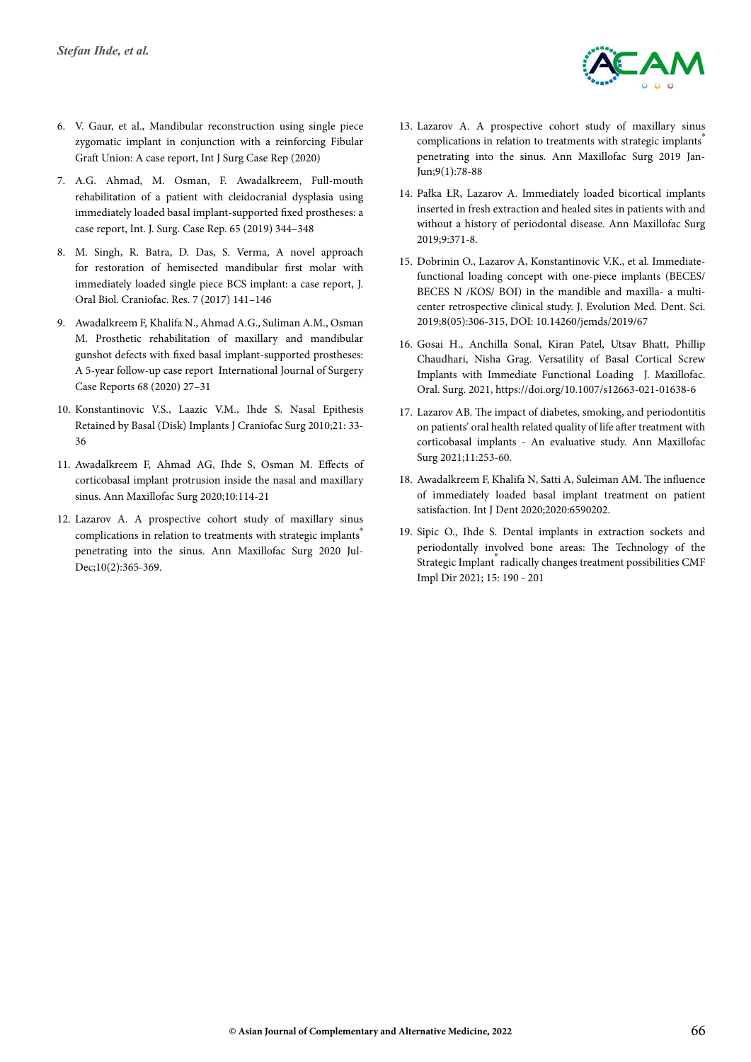6. V. Gaur, et al., Mandibular reconstruction using single piece zygomatic implant in conjunction with a reinforcing Fibular Graft Union: A case report, Int J Surg Case Rep (2020)

7. A.G. Ahmad, M. Osman, F. Awadalkreem, Full-mouth rehabilitation of a patient with cleidocranial dysplasia using immediately loaded basal implant-supported fixed prostheses: a case report, Int. J. Surg. Case Rep. 65 (2019) 344–348

8. M. Singh, R. Batra, D. Das, S. Verma, A novel approach for restoration of hemisected mandibular first molar with immediately loaded single piece BCS implant: a case report, J. Oral Biol. Craniofac. Res. 7 (2017) 141–146

9. Awadalkreem F, Khalifa N., Ahmad A.G., Suliman A.M., Osman M. Prosthetic rehabilitation of maxillary and mandibular gunshot defects with fixed basal implant-supported prostheses: A 5-year follow-up case report International Journal of Surgery Case Reports 68 (2020) 27–31

10. Konstantinovic V.S., Laazic V.M., Ihde S. Nasal Epithesis Retained by Basal (Disk) Implants J Craniofac Surg 2010;21: 33-36

11. Awadalkreem F, Ahmad AG, Ihde S, Osman M. Effects of corticobasal implant protrusion inside the nasal and maxillary sinus. Ann Maxillofac Surg 2020;10:114-21

12. Lazarov A. A prospective cohort study of maxillary sinus complications in relation to treatments with strategic implants® penetrating into the sinus. Ann Maxillofac Surg 2020 Jul-Dec;10(2):365-369.

13. Lazarov A. A prospective cohort study of maxillary sinus complications in relation to treatments with strategic implants® penetrating into the sinus. Ann Maxillofac Surg 2019 Jan-Jun;9(1):78-88

14. Pałka ŁR, Lazarov A. Immediately loaded bicortical implants inserted in fresh extraction and healed sites in patients with and without a history of periodontal disease. Ann Maxillofac Surg 2019;9:371-8.

15. Dobrinin O., Lazarov A, Konstantinovic V.K., et al. Immediate-functional loading concept with one-piece implants (BECES/ BECES N /KOS/ BOI) in the mandible and maxilla- a multi-center retrospective clinical study. J. Evolution Med. Dent. Sci. 2019;8(05):306-315, DOI: 10.14260/jemds/2019/67

16. Gosai H., Anchilla Sonal, Kiran Patel, Utsav Bhatt, Phillip Chaudhari, Nisha Grag. Versatility of Basal Cortical Screw Implants with Immediate Functional Loading J. Maxillofac. Oral. Surg. 2021, https://doi.org/10.1007/s12663-021-01638-6

17. Lazarov AB. The impact of diabetes, smoking, and periodontitis on patients' oral health related quality of life after treatment with corticobasal implants - An evaluative study. Ann Maxillofac Surg 2021;11:253-60.

18. Awadalkreem F, Khalifa N, Satti A, Suleiman AM. The influence of immediately loaded basal implant treatment on patient satisfaction. Int J Dent 2020;2020:6590202.

19. Sipic O., Ihde S. Dental implants in extraction sockets and periodontally involved bone areas: The Technology of the Strategic Implant® radically changes treatment possibilities CMF Impl Dir 2021; 15: 190 - 201